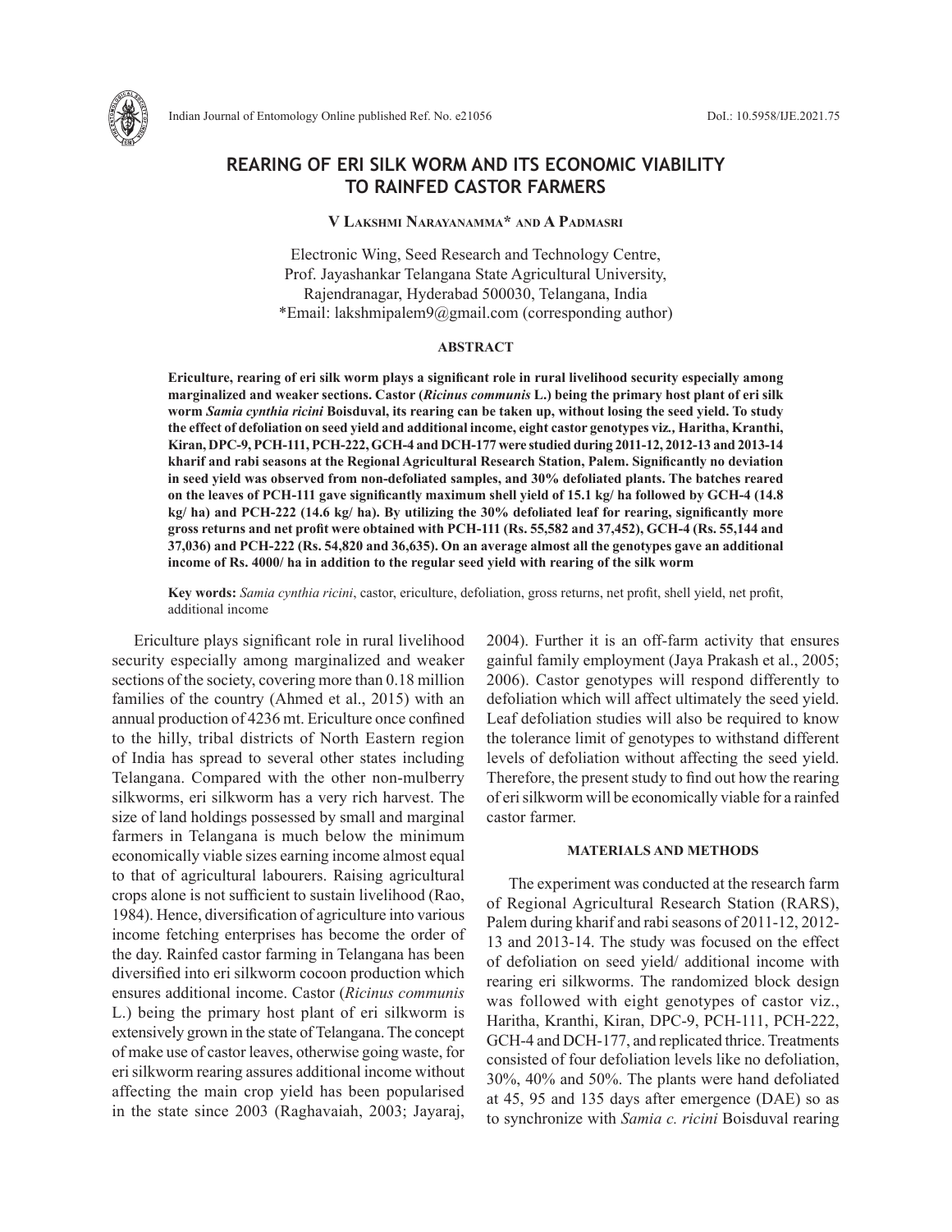# REARING OF ERI SILK WORM AND ITS ECONOMIC VIABILITY TO RAINFED CASTOR FARMERS

**V Lakshmi Narayanamma\* and A Padmasri**

Electronic Wing, Seed Research and Technology Centre,
Prof. Jayashankar Telangana State Agricultural University,
Rajendranagar, Hyderabad 500030, Telangana, India
\*Email: lakshmipalem9@gmail.com (corresponding author)

## ABSTRACT

**Ericulture, rearing of eri silk worm plays a significant role in rural livelihood security especially among marginalized and weaker sections. Castor (*Ricinus communis* L.) being the primary host plant of eri silk worm *Samia cynthia ricini* Boisduval, its rearing can be taken up, without losing the seed yield. To study the effect of defoliation on seed yield and additional income, eight castor genotypes viz., Haritha, Kranthi, Kiran, DPC-9, PCH-111, PCH-222, GCH-4 and DCH-177 were studied during 2011-12, 2012-13 and 2013-14 kharif and rabi seasons at the Regional Agricultural Research Station, Palem. Significantly no deviation in seed yield was observed from non-defoliated samples, and 30% defoliated plants. The batches reared on the leaves of PCH-111 gave significantly maximum shell yield of 15.1 kg/ ha followed by GCH-4 (14.8 kg/ ha) and PCH-222 (14.6 kg/ ha). By utilizing the 30% defoliated leaf for rearing, significantly more gross returns and net profit were obtained with PCH-111 (Rs. 55,582 and 37,452), GCH-4 (Rs. 55,144 and 37,036) and PCH-222 (Rs. 54,820 and 36,635). On an average almost all the genotypes gave an additional income of Rs. 4000/ ha in addition to the regular seed yield with rearing of the silk worm**

**Key words:** *Samia cynthia ricini*, castor, ericulture, defoliation, gross returns, net profit, shell yield, net profit, additional income

Ericulture plays significant role in rural livelihood security especially among marginalized and weaker sections of the society, covering more than 0.18 million families of the country (Ahmed et al., 2015) with an annual production of 4236 mt. Ericulture once confined to the hilly, tribal districts of North Eastern region of India has spread to several other states including Telangana. Compared with the other non-mulberry silkworms, eri silkworm has a very rich harvest. The size of land holdings possessed by small and marginal farmers in Telangana is much below the minimum economically viable sizes earning income almost equal to that of agricultural labourers. Raising agricultural crops alone is not sufficient to sustain livelihood (Rao, 1984). Hence, diversification of agriculture into various income fetching enterprises has become the order of the day. Rainfed castor farming in Telangana has been diversified into eri silkworm cocoon production which ensures additional income. Castor (*Ricinus communis* L.) being the primary host plant of eri silkworm is extensively grown in the state of Telangana. The concept of make use of castor leaves, otherwise going waste, for eri silkworm rearing assures additional income without affecting the main crop yield has been popularised in the state since 2003 (Raghavaiah, 2003; Jayaraj, 2004). Further it is an off-farm activity that ensures gainful family employment (Jaya Prakash et al., 2005; 2006). Castor genotypes will respond differently to defoliation which will affect ultimately the seed yield. Leaf defoliation studies will also be required to know the tolerance limit of genotypes to withstand different levels of defoliation without affecting the seed yield. Therefore, the present study to find out how the rearing of eri silkworm will be economically viable for a rainfed castor farmer.

## MATERIALS AND METHODS

The experiment was conducted at the research farm of Regional Agricultural Research Station (RARS), Palem during kharif and rabi seasons of 2011-12, 2012-13 and 2013-14. The study was focused on the effect of defoliation on seed yield/ additional income with rearing eri silkworms. The randomized block design was followed with eight genotypes of castor viz., Haritha, Kranthi, Kiran, DPC-9, PCH-111, PCH-222, GCH-4 and DCH-177, and replicated thrice. Treatments consisted of four defoliation levels like no defoliation, 30%, 40% and 50%. The plants were hand defoliated at 45, 95 and 135 days after emergence (DAE) so as to synchronize with *Samia c. ricini* Boisduval rearing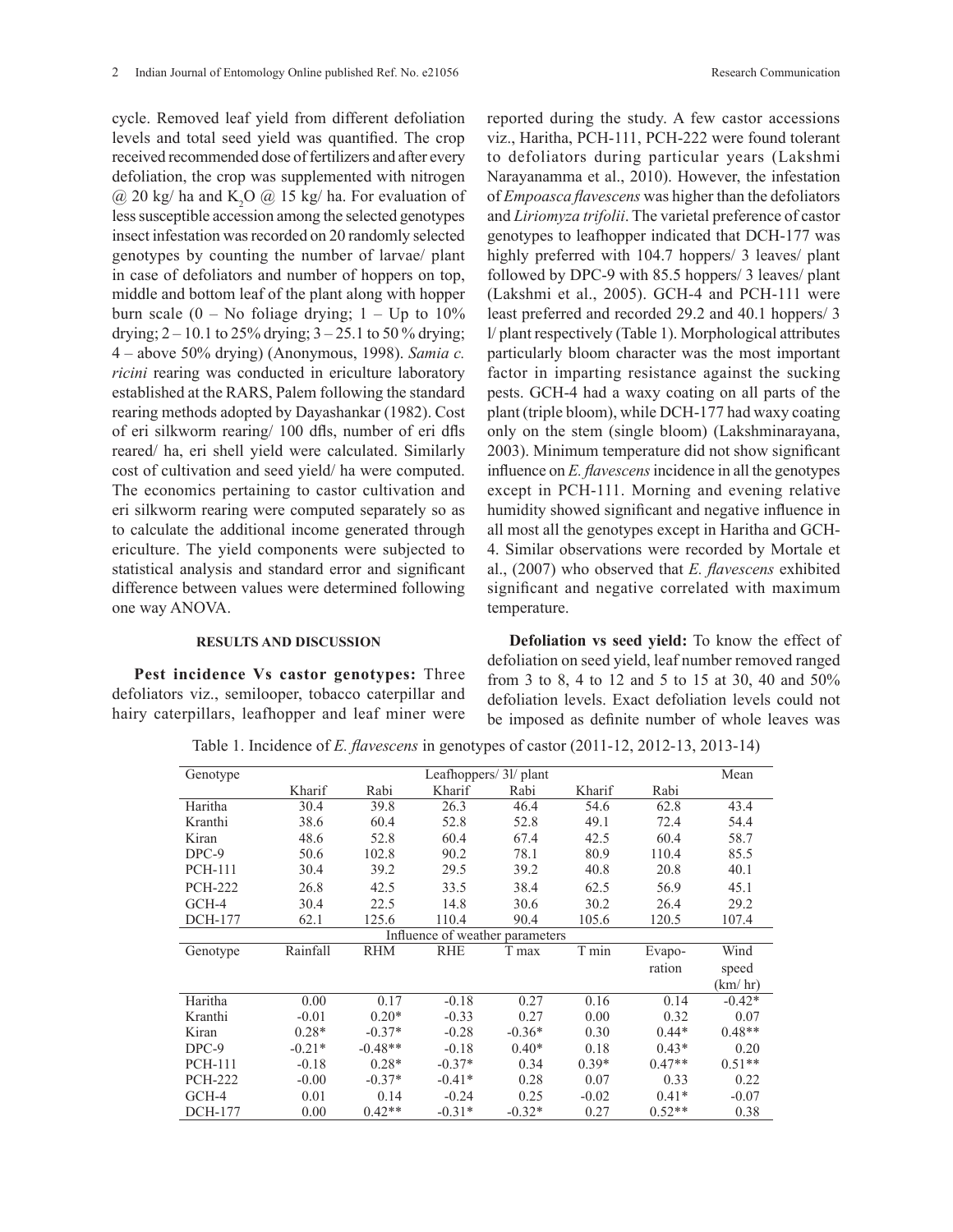cycle. Removed leaf yield from different defoliation levels and total seed yield was quantified. The crop received recommended dose of fertilizers and after every defoliation, the crop was supplemented with nitrogen @ 20 kg/ ha and $K_2O$ @ 15 kg/ ha. For evaluation of less susceptible accession among the selected genotypes insect infestation was recorded on 20 randomly selected genotypes by counting the number of larvae/ plant in case of defoliators and number of hoppers on top, middle and bottom leaf of the plant along with hopper burn scale (0 – No foliage drying; 1 – Up to 10% drying; 2 – 10.1 to 25% drying; 3 – 25.1 to 50 % drying; 4 – above 50% drying) (Anonymous, 1998). *Samia c. ricini* rearing was conducted in ericulture laboratory established at the RARS, Palem following the standard rearing methods adopted by Dayashankar (1982). Cost of eri silkworm rearing/ 100 dfls, number of eri dfls reared/ ha, eri shell yield were calculated. Similarly cost of cultivation and seed yield/ ha were computed. The economics pertaining to castor cultivation and eri silkworm rearing were computed separately so as to calculate the additional income generated through ericulture. The yield components were subjected to statistical analysis and standard error and significant difference between values were determined following one way ANOVA.

## RESULTS AND DISCUSSION

**Pest incidence Vs castor genotypes:** Three defoliators viz., semilooper, tobacco caterpillar and hairy caterpillars, leafhopper and leaf miner were reported during the study. A few castor accessions viz., Haritha, PCH-111, PCH-222 were found tolerant to defoliators during particular years (Lakshmi Narayanamma et al., 2010). However, the infestation of *Empoasca flavescens* was higher than the defoliators and *Liriomyza trifolii*. The varietal preference of castor genotypes to leafhopper indicated that DCH-177 was highly preferred with 104.7 hoppers/ 3 leaves/ plant followed by DPC-9 with 85.5 hoppers/ 3 leaves/ plant (Lakshmi et al., 2005). GCH-4 and PCH-111 were least preferred and recorded 29.2 and 40.1 hoppers/ 3 l/ plant respectively (Table 1). Morphological attributes particularly bloom character was the most important factor in imparting resistance against the sucking pests. GCH-4 had a waxy coating on all parts of the plant (triple bloom), while DCH-177 had waxy coating only on the stem (single bloom) (Lakshminarayana, 2003). Minimum temperature did not show significant influence on *E. flavescens* incidence in all the genotypes except in PCH-111. Morning and evening relative humidity showed significant and negative influence in all most all the genotypes except in Haritha and GCH-4. Similar observations were recorded by Mortale et al., (2007) who observed that *E. flavescens* exhibited significant and negative correlated with maximum temperature.

**Defoliation vs seed yield:** To know the effect of defoliation on seed yield, leaf number removed ranged from 3 to 8, 4 to 12 and 5 to 15 at 30, 40 and 50% defoliation levels. Exact defoliation levels could not be imposed as definite number of whole leaves was

Table 1. Incidence of *E. flavescens* in genotypes of castor (2011-12, 2012-13, 2013-14)

| Genotype | Leafhoppers/ 3l/ plant | | | | | | Mean |
|---|---|---|---|---|---|---|---|
| | Kharif | Rabi | Kharif | Rabi | Kharif | Rabi | |
| Haritha | 30.4 | 39.8 | 26.3 | 46.4 | 54.6 | 62.8 | 43.4 |
| Kranthi | 38.6 | 60.4 | 52.8 | 52.8 | 49.1 | 72.4 | 54.4 |
| Kiran | 48.6 | 52.8 | 60.4 | 67.4 | 42.5 | 60.4 | 58.7 |
| DPC-9 | 50.6 | 102.8 | 90.2 | 78.1 | 80.9 | 110.4 | 85.5 |
| PCH-111 | 30.4 | 39.2 | 29.5 | 39.2 | 40.8 | 20.8 | 40.1 |
| PCH-222 | 26.8 | 42.5 | 33.5 | 38.4 | 62.5 | 56.9 | 45.1 |
| GCH-4 | 30.4 | 22.5 | 14.8 | 30.6 | 30.2 | 26.4 | 29.2 |
| DCH-177 | 62.1 | 125.6 | 110.4 | 90.4 | 105.6 | 120.5 | 107.4 |
| Influence of weather parameters | | | | | | | |
| Genotype | Rainfall | RHM | RHE | T max | T min | Evaporation | Wind speed (km/ hr) |
| Haritha | 0.00 | 0.17 | -0.18 | 0.27 | 0.16 | 0.14 | -0.42* |
| Kranthi | -0.01 | 0.20* | -0.33 | 0.27 | 0.00 | 0.32 | 0.07 |
| Kiran | 0.28* | -0.37* | -0.28 | -0.36* | 0.30 | 0.44* | 0.48** |
| DPC-9 | -0.21* | -0.48** | -0.18 | 0.40* | 0.18 | 0.43* | 0.20 |
| PCH-111 | -0.18 | 0.28* | -0.37* | 0.34 | 0.39* | 0.47** | 0.51** |
| PCH-222 | -0.00 | -0.37* | -0.41* | 0.28 | 0.07 | 0.33 | 0.22 |
| GCH-4 | 0.01 | 0.14 | -0.24 | 0.25 | -0.02 | 0.41* | -0.07 |
| DCH-177 | 0.00 | 0.42** | -0.31* | -0.32* | 0.27 | 0.52** | 0.38 |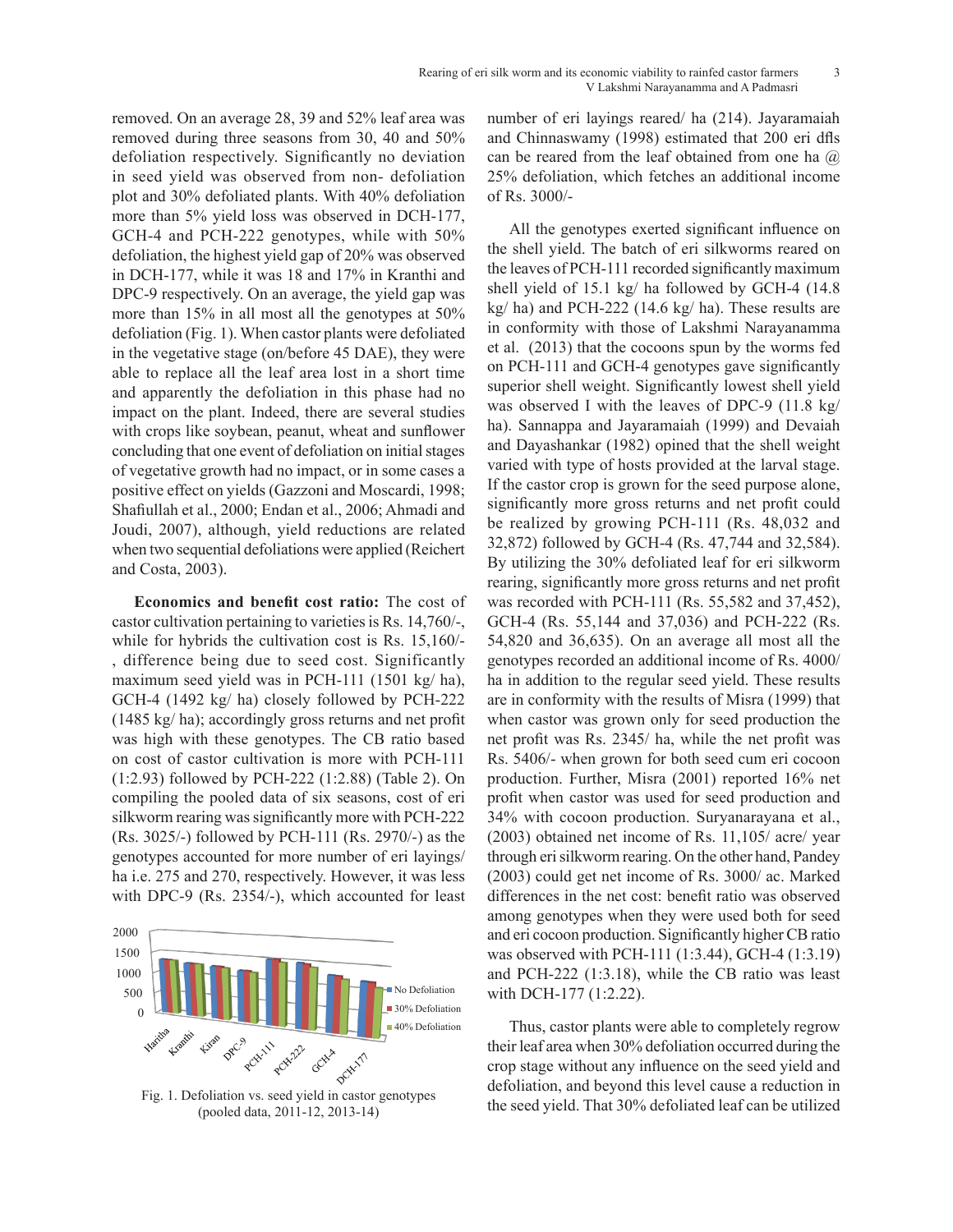removed. On an average 28, 39 and 52% leaf area was removed during three seasons from 30, 40 and 50% defoliation respectively. Significantly no deviation in seed yield was observed from non- defoliation plot and 30% defoliated plants. With 40% defoliation more than 5% yield loss was observed in DCH-177, GCH-4 and PCH-222 genotypes, while with 50% defoliation, the highest yield gap of 20% was observed in DCH-177, while it was 18 and 17% in Kranthi and DPC-9 respectively. On an average, the yield gap was more than 15% in all most all the genotypes at 50% defoliation (Fig. 1). When castor plants were defoliated in the vegetative stage (on/before 45 DAE), they were able to replace all the leaf area lost in a short time and apparently the defoliation in this phase had no impact on the plant. Indeed, there are several studies with crops like soybean, peanut, wheat and sunflower concluding that one event of defoliation on initial stages of vegetative growth had no impact, or in some cases a positive effect on yields (Gazzoni and Moscardi, 1998; Shafiullah et al., 2000; Endan et al., 2006; Ahmadi and Joudi, 2007), although, yield reductions are related when two sequential defoliations were applied (Reichert and Costa, 2003).

**Economics and benefit cost ratio:** The cost of castor cultivation pertaining to varieties is Rs. 14,760/-, while for hybrids the cultivation cost is Rs. 15,160/-, difference being due to seed cost. Significantly maximum seed yield was in PCH-111 (1501 kg/ ha), GCH-4 (1492 kg/ ha) closely followed by PCH-222 (1485 kg/ ha); accordingly gross returns and net profit was high with these genotypes. The CB ratio based on cost of castor cultivation is more with PCH-111 (1:2.93) followed by PCH-222 (1:2.88) (Table 2). On compiling the pooled data of six seasons, cost of eri silkworm rearing was significantly more with PCH-222 (Rs. 3025/-) followed by PCH-111 (Rs. 2970/-) as the genotypes accounted for more number of eri layings/ ha i.e. 275 and 270, respectively. However, it was less with DPC-9 (Rs. 2354/-), which accounted for least number of eri layings reared/ ha (214). Jayaramaiah and Chinnaswamy (1998) estimated that 200 eri dfls can be reared from the leaf obtained from one ha @ 25% defoliation, which fetches an additional income of Rs. 3000/-

Fig. 1. Defoliation vs. seed yield in castor genotypes (pooled data, 2011-12, 2013-14)

All the genotypes exerted significant influence on the shell yield. The batch of eri silkworms reared on the leaves of PCH-111 recorded significantly maximum shell yield of 15.1 kg/ ha followed by GCH-4 (14.8 kg/ ha) and PCH-222 (14.6 kg/ ha). These results are in conformity with those of Lakshmi Narayanamma et al. (2013) that the cocoons spun by the worms fed on PCH-111 and GCH-4 genotypes gave significantly superior shell weight. Significantly lowest shell yield was observed I with the leaves of DPC-9 (11.8 kg/ ha). Sannappa and Jayaramaiah (1999) and Devaiah and Dayashankar (1982) opined that the shell weight varied with type of hosts provided at the larval stage. If the castor crop is grown for the seed purpose alone, significantly more gross returns and net profit could be realized by growing PCH-111 (Rs. 48,032 and 32,872) followed by GCH-4 (Rs. 47,744 and 32,584). By utilizing the 30% defoliated leaf for eri silkworm rearing, significantly more gross returns and net profit was recorded with PCH-111 (Rs. 55,582 and 37,452), GCH-4 (Rs. 55,144 and 37,036) and PCH-222 (Rs. 54,820 and 36,635). On an average all most all the genotypes recorded an additional income of Rs. 4000/ ha in addition to the regular seed yield. These results are in conformity with the results of Misra (1999) that when castor was grown only for seed production the net profit was Rs. 2345/ ha, while the net profit was Rs. 5406/- when grown for both seed cum eri cocoon production. Further, Misra (2001) reported 16% net profit when castor was used for seed production and 34% with cocoon production. Suryanarayana et al., (2003) obtained net income of Rs. 11,105/ acre/ year through eri silkworm rearing. On the other hand, Pandey (2003) could get net income of Rs. 3000/ ac. Marked differences in the net cost: benefit ratio was observed among genotypes when they were used both for seed and eri cocoon production. Significantly higher CB ratio was observed with PCH-111 (1:3.44), GCH-4 (1:3.19) and PCH-222 (1:3.18), while the CB ratio was least with DCH-177 (1:2.22).

Thus, castor plants were able to completely regrow their leaf area when 30% defoliation occurred during the crop stage without any influence on the seed yield and defoliation, and beyond this level cause a reduction in the seed yield. That 30% defoliated leaf can be utilized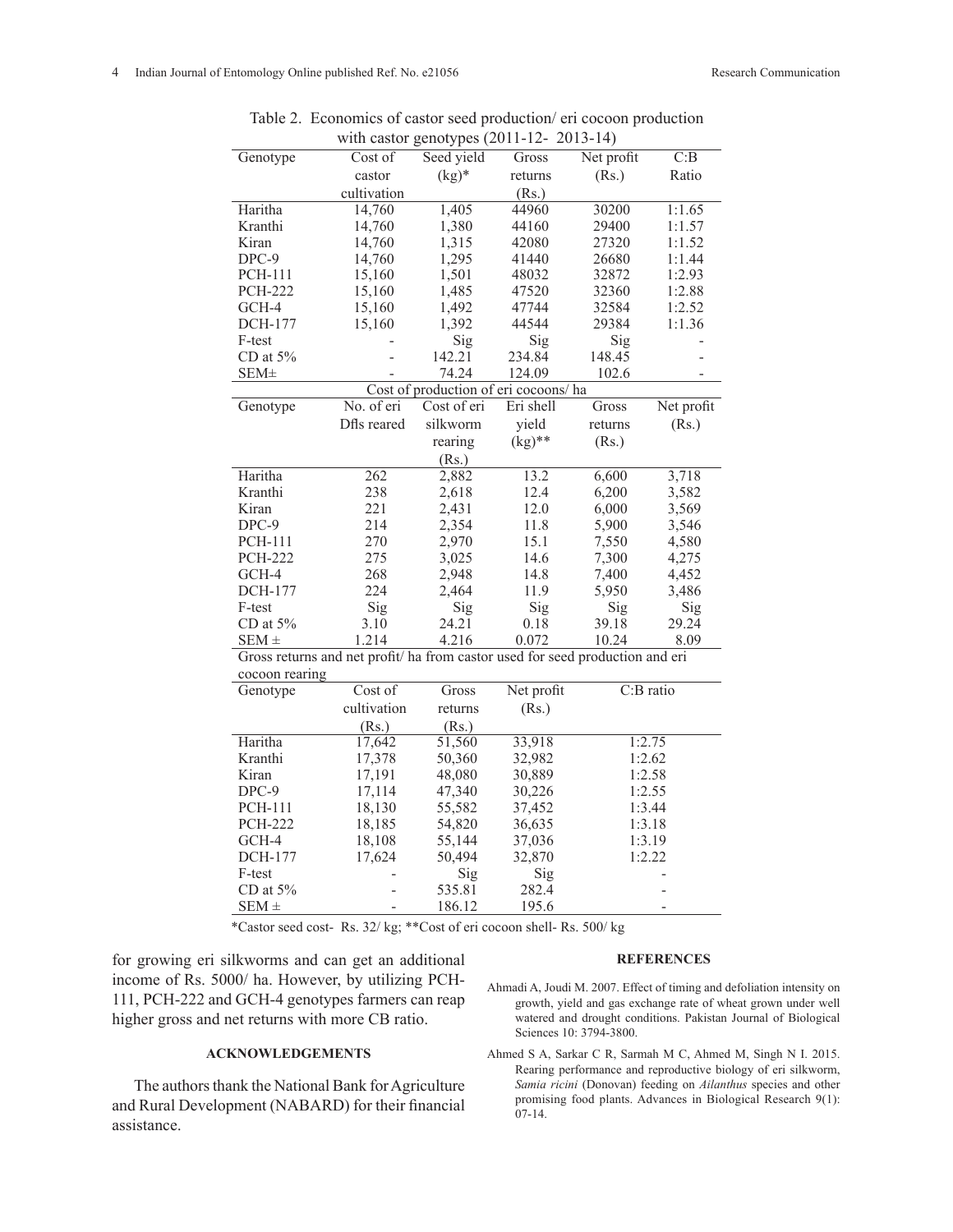Table 2. Economics of castor seed production/ eri cocoon production with castor genotypes (2011-12- 2013-14)

| Genotype | Cost of castor cultivation | Seed yield (kg)* | Gross returns (Rs.) | Net profit (Rs.) | C:B Ratio |
|---|---|---|---|---|---|
| Haritha | 14,760 | 1,405 | 44960 | 30200 | 1:1.65 |
| Kranthi | 14,760 | 1,380 | 44160 | 29400 | 1:1.57 |
| Kiran | 14,760 | 1,315 | 42080 | 27320 | 1:1.52 |
| DPC-9 | 14,760 | 1,295 | 41440 | 26680 | 1:1.44 |
| PCH-111 | 15,160 | 1,501 | 48032 | 32872 | 1:2.93 |
| PCH-222 | 15,160 | 1,485 | 47520 | 32360 | 1:2.88 |
| GCH-4 | 15,160 | 1,492 | 47744 | 32584 | 1:2.52 |
| DCH-177 | 15,160 | 1,392 | 44544 | 29384 | 1:1.36 |
| F-test | - | Sig | Sig | Sig | - |
| CD at 5% | - | 142.21 | 234.84 | 148.45 | - |
| SEM± | - | 74.24 | 124.09 | 102.6 | - |

Cost of production of eri cocoons/ ha

| Genotype | No. of eri Dfls reared | Cost of eri silkworm rearing (Rs.) | Eri shell yield (kg)** | Gross returns (Rs.) | Net profit (Rs.) |
|---|---|---|---|---|---|
| Haritha | 262 | 2,882 | 13.2 | 6,600 | 3,718 |
| Kranthi | 238 | 2,618 | 12.4 | 6,200 | 3,582 |
| Kiran | 221 | 2,431 | 12.0 | 6,000 | 3,569 |
| DPC-9 | 214 | 2,354 | 11.8 | 5,900 | 3,546 |
| PCH-111 | 270 | 2,970 | 15.1 | 7,550 | 4,580 |
| PCH-222 | 275 | 3,025 | 14.6 | 7,300 | 4,275 |
| GCH-4 | 268 | 2,948 | 14.8 | 7,400 | 4,452 |
| DCH-177 | 224 | 2,464 | 11.9 | 5,950 | 3,486 |
| F-test | Sig | Sig | Sig | Sig | Sig |
| CD at 5% | 3.10 | 24.21 | 0.18 | 39.18 | 29.24 |
| SEM ± | 1.214 | 4.216 | 0.072 | 10.24 | 8.09 |

Gross returns and net profit/ ha from castor used for seed production and eri cocoon rearing

| Genotype | Cost of cultivation (Rs.) | Gross returns (Rs.) | Net profit (Rs.) | C:B ratio |
|---|---|---|---|---|
| Haritha | 17,642 | 51,560 | 33,918 | 1:2.75 |
| Kranthi | 17,378 | 50,360 | 32,982 | 1:2.62 |
| Kiran | 17,191 | 48,080 | 30,889 | 1:2.58 |
| DPC-9 | 17,114 | 47,340 | 30,226 | 1:2.55 |
| PCH-111 | 18,130 | 55,582 | 37,452 | 1:3.44 |
| PCH-222 | 18,185 | 54,820 | 36,635 | 1:3.18 |
| GCH-4 | 18,108 | 55,144 | 37,036 | 1:3.19 |
| DCH-177 | 17,624 | 50,494 | 32,870 | 1:2.22 |
| F-test | - | Sig | Sig | - |
| CD at 5% | - | 535.81 | 282.4 | - |
| SEM ± | - | 186.12 | 195.6 | - |

*Castor seed cost- Rs. 32/ kg; **Cost of eri cocoon shell- Rs. 500/ kg

for growing eri silkworms and can get an additional income of Rs. 5000/ ha. However, by utilizing PCH-111, PCH-222 and GCH-4 genotypes farmers can reap higher gross and net returns with more CB ratio.

## ACKNOWLEDGEMENTS

The authors thank the National Bank for Agriculture and Rural Development (NABARD) for their financial assistance.

## REFERENCES

Ahmadi A, Joudi M. 2007. Effect of timing and defoliation intensity on growth, yield and gas exchange rate of wheat grown under well watered and drought conditions. Pakistan Journal of Biological Sciences 10: 3794-3800.

Ahmed S A, Sarkar C R, Sarmah M C, Ahmed M, Singh N I. 2015. Rearing performance and reproductive biology of eri silkworm, *Samia ricini* (Donovan) feeding on *Ailanthus* species and other promising food plants. Advances in Biological Research 9(1): 07-14.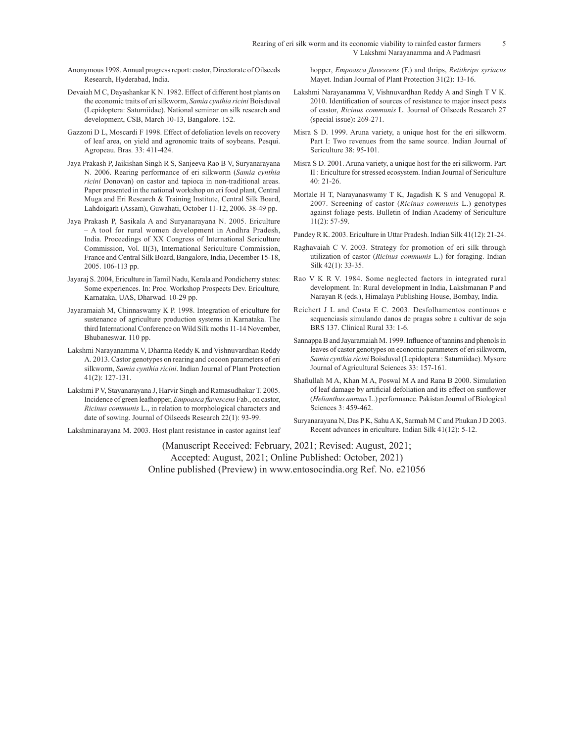Anonymous 1998. Annual progress report: castor, Directorate of Oilseeds Research, Hyderabad, India.

Devaiah M C, Dayashankar K N. 1982. Effect of different host plants on the economic traits of eri silkworm, *Samia cynthia ricini* Boisduval (Lepidoptera: Saturniidae). National seminar on silk research and development, CSB, March 10-13, Bangalore. 152.

Gazzoni D L, Moscardi F 1998. Effect of defoliation levels on recovery of leaf area, on yield and agronomic traits of soybeans. Pesqui. Agropeau. Bras. 33: 411-424.

Jaya Prakash P, Jaikishan Singh R S, Sanjeeva Rao B V, Suryanarayana N. 2006. Rearing performance of eri silkworm (*Samia cynthia ricini* Donovan) on castor and tapioca in non-traditional areas. Paper presented in the national workshop on eri food plant, Central Muga and Eri Research & Training Institute, Central Silk Board, Lahdoigarh (Assam), Guwahati, October 11-12, 2006. 38-49 pp.

Jaya Prakash P, Sasikala A and Suryanarayana N. 2005. Ericulture – A tool for rural women development in Andhra Pradesh, India. Proceedings of XX Congress of International Sericulture Commission, Vol. II(3), International Sericulture Commission, France and Central Silk Board, Bangalore, India, December 15-18, 2005. 106-113 pp.

Jayaraj S. 2004, Ericulture in Tamil Nadu, Kerala and Pondicherry states: Some experiences. In: Proc. Workshop Prospects Dev. Ericulture*,* Karnataka, UAS, Dharwad. 10-29 pp.

Jayaramaiah M, Chinnaswamy K P. 1998. Integration of ericulture for sustenance of agriculture production systems in Karnataka. The third International Conference on Wild Silk moths 11-14 November, Bhubaneswar. 110 pp.

Lakshmi Narayanamma V, Dharma Reddy K and Vishnuvardhan Reddy A. 2013. Castor genotypes on rearing and cocoon parameters of eri silkworm, *Samia cynthia ricini*. Indian Journal of Plant Protection 41(2): 127-131.

Lakshmi P V, Stayanarayana J, Harvir Singh and Ratnasudhakar T. 2005. Incidence of green leafhopper, *Empoasca flavescens* Fab., on castor, *Ricinus communis* L., in relation to morphological characters and date of sowing. Journal of Oilseeds Research 22(1): 93-99.

Lakshminarayana M. 2003. Host plant resistance in castor against leaf hopper, *Empoasca flavescens* (F.) and thrips, *Retithrips syriacus* Mayet. Indian Journal of Plant Protection 31(2): 13-16.

Lakshmi Narayanamma V, Vishnuvardhan Reddy A and Singh T V K. 2010. Identification of sources of resistance to major insect pests of castor, *Ricinus communis* L. Journal of Oilseeds Research 27 (special issue)**:** 269-271.

Misra S D. 1999. Aruna variety, a unique host for the eri silkworm. Part I: Two revenues from the same source. Indian Journal of Sericulture 38: 95-101.

Misra S D. 2001. Aruna variety, a unique host for the eri silkworm. Part II : Ericulture for stressed ecosystem. Indian Journal of Sericulture 40: 21-26.

Mortale H T, Narayanaswamy T K, Jagadish K S and Venugopal R. 2007. Screening of castor (*Ricinus communis* L.) genotypes against foliage pests. Bulletin of Indian Academy of Sericulture 11(2): 57-59.

Pandey R K. 2003. Ericulture in Uttar Pradesh. Indian Silk 41(12): 21-24.

Raghavaiah C V. 2003. Strategy for promotion of eri silk through utilization of castor (*Ricinus communis* L.) for foraging. Indian Silk 42(1): 33-35.

Rao V K R V. 1984. Some neglected factors in integrated rural development. In: Rural development in India, Lakshmanan P and Narayan R (eds.), Himalaya Publishing House, Bombay, India.

Reichert J L and Costa E C. 2003. Desfolhamentos continuos e sequenciasis simulando danos de pragas sobre a cultivar de soja BRS 137. Clinical Rural 33: 1-6.

Sannappa B and Jayaramaiah M. 1999. Influence of tannins and phenols in leaves of castor genotypes on economic parameters of eri silkworm, *Samia cynthia ricini* Boisduval (Lepidoptera : Saturniidae). Mysore Journal of Agricultural Sciences 33: 157-161.

Shafiullah M A, Khan M A, Poswal M A and Rana B 2000. Simulation of leaf damage by artificial defoliation and its effect on sunflower (*Helianthus annuus* L.) performance. Pakistan Journal of Biological Sciences 3: 459-462.

Suryanarayana N, Das P K, Sahu A K, Sarmah M C and Phukan J D 2003. Recent advances in ericulture. Indian Silk 41(12): 5-12.

(Manuscript Received: February, 2021; Revised: August, 2021;
Accepted: August, 2021; Online Published: October, 2021)
Online published (Preview) in www.entosocindia.org Ref. No. e21056